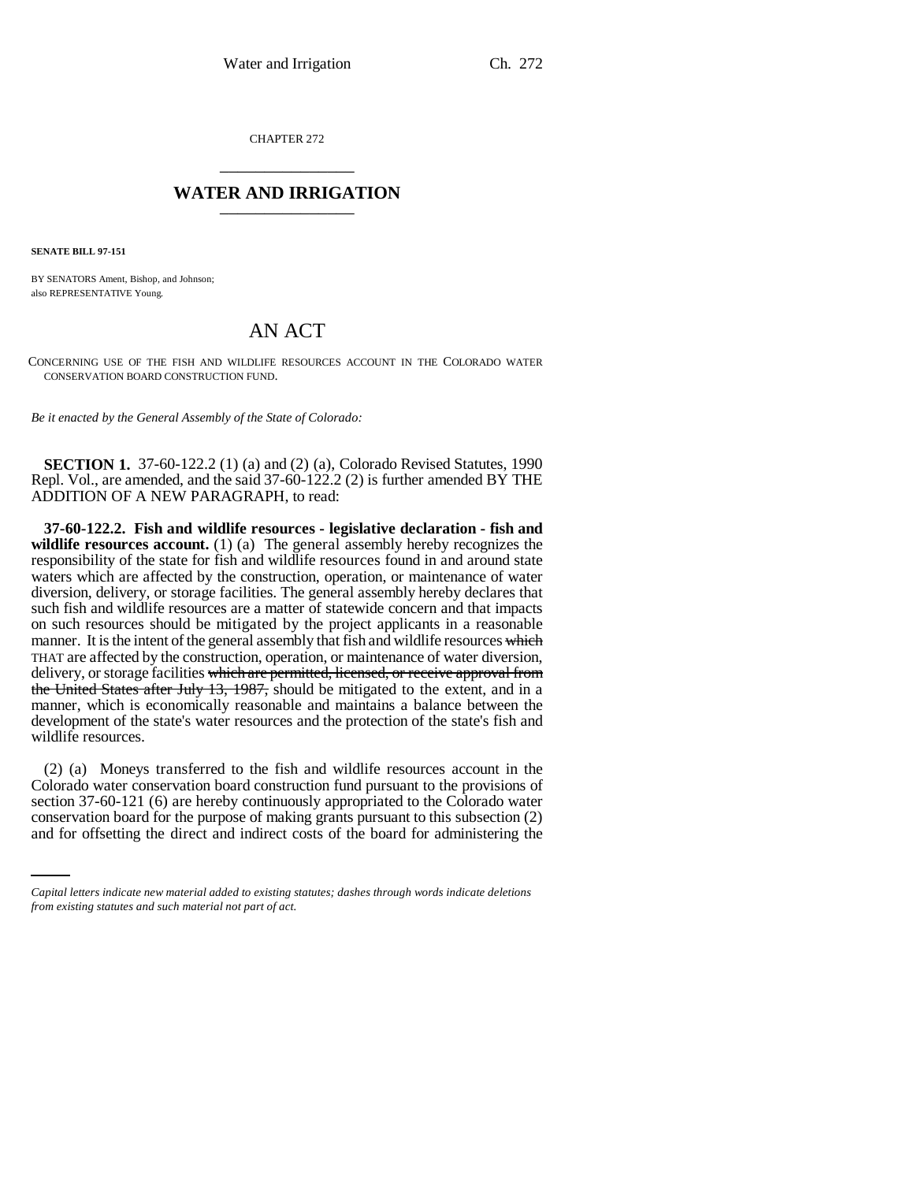CHAPTER 272

# WATER AND IRRIGATION

**SENATE BILL 97-151**

BY SENATORS Ament, Bishop, and Johnson;
also REPRESENTATIVE Young.

## AN ACT

CONCERNING USE OF THE FISH AND WILDLIFE RESOURCES ACCOUNT IN THE COLORADO WATER CONSERVATION BOARD CONSTRUCTION FUND.

*Be it enacted by the General Assembly of the State of Colorado:*

**SECTION 1.** 37-60-122.2 (1) (a) and (2) (a), Colorado Revised Statutes, 1990 Repl. Vol., are amended, and the said 37-60-122.2 (2) is further amended BY THE ADDITION OF A NEW PARAGRAPH, to read:

**37-60-122.2. Fish and wildlife resources - legislative declaration - fish and wildlife resources account.** (1) (a) The general assembly hereby recognizes the responsibility of the state for fish and wildlife resources found in and around state waters which are affected by the construction, operation, or maintenance of water diversion, delivery, or storage facilities. The general assembly hereby declares that such fish and wildlife resources are a matter of statewide concern and that impacts on such resources should be mitigated by the project applicants in a reasonable manner. It is the intent of the general assembly that fish and wildlife resources ~~which~~ THAT are affected by the construction, operation, or maintenance of water diversion, delivery, or storage facilities ~~which are permitted, licensed, or receive approval from the United States after July 13, 1987,~~ should be mitigated to the extent, and in a manner, which is economically reasonable and maintains a balance between the development of the state's water resources and the protection of the state's fish and wildlife resources.

(2) (a) Moneys transferred to the fish and wildlife resources account in the Colorado water conservation board construction fund pursuant to the provisions of section 37-60-121 (6) are hereby continuously appropriated to the Colorado water conservation board for the purpose of making grants pursuant to this subsection (2) and for offsetting the direct and indirect costs of the board for administering the

*Capital letters indicate new material added to existing statutes; dashes through words indicate deletions from existing statutes and such material not part of act.*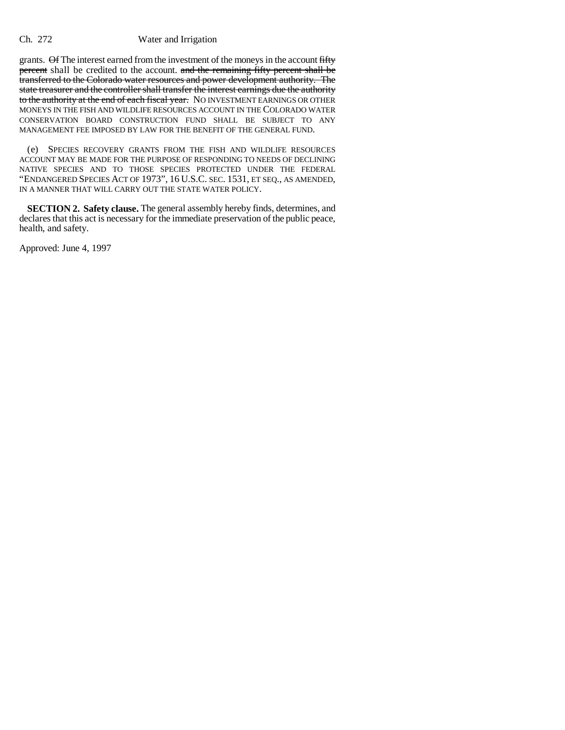grants. ~~Of~~ The interest earned from the investment of the moneys in the account ~~fifty percent~~ shall be credited to the account. ~~and the remaining fifty percent shall be transferred to the Colorado water resources and power development authority. The state treasurer and the controller shall transfer the interest earnings due the authority to the authority at the end of each fiscal year.~~ NO INVESTMENT EARNINGS OR OTHER MONEYS IN THE FISH AND WILDLIFE RESOURCES ACCOUNT IN THE COLORADO WATER CONSERVATION BOARD CONSTRUCTION FUND SHALL BE SUBJECT TO ANY MANAGEMENT FEE IMPOSED BY LAW FOR THE BENEFIT OF THE GENERAL FUND.

(e) SPECIES RECOVERY GRANTS FROM THE FISH AND WILDLIFE RESOURCES ACCOUNT MAY BE MADE FOR THE PURPOSE OF RESPONDING TO NEEDS OF DECLINING NATIVE SPECIES AND TO THOSE SPECIES PROTECTED UNDER THE FEDERAL "ENDANGERED SPECIES ACT OF 1973", 16 U.S.C. SEC. 1531, ET SEQ., AS AMENDED, IN A MANNER THAT WILL CARRY OUT THE STATE WATER POLICY.

**SECTION 2. Safety clause.** The general assembly hereby finds, determines, and declares that this act is necessary for the immediate preservation of the public peace, health, and safety.

Approved: June 4, 1997